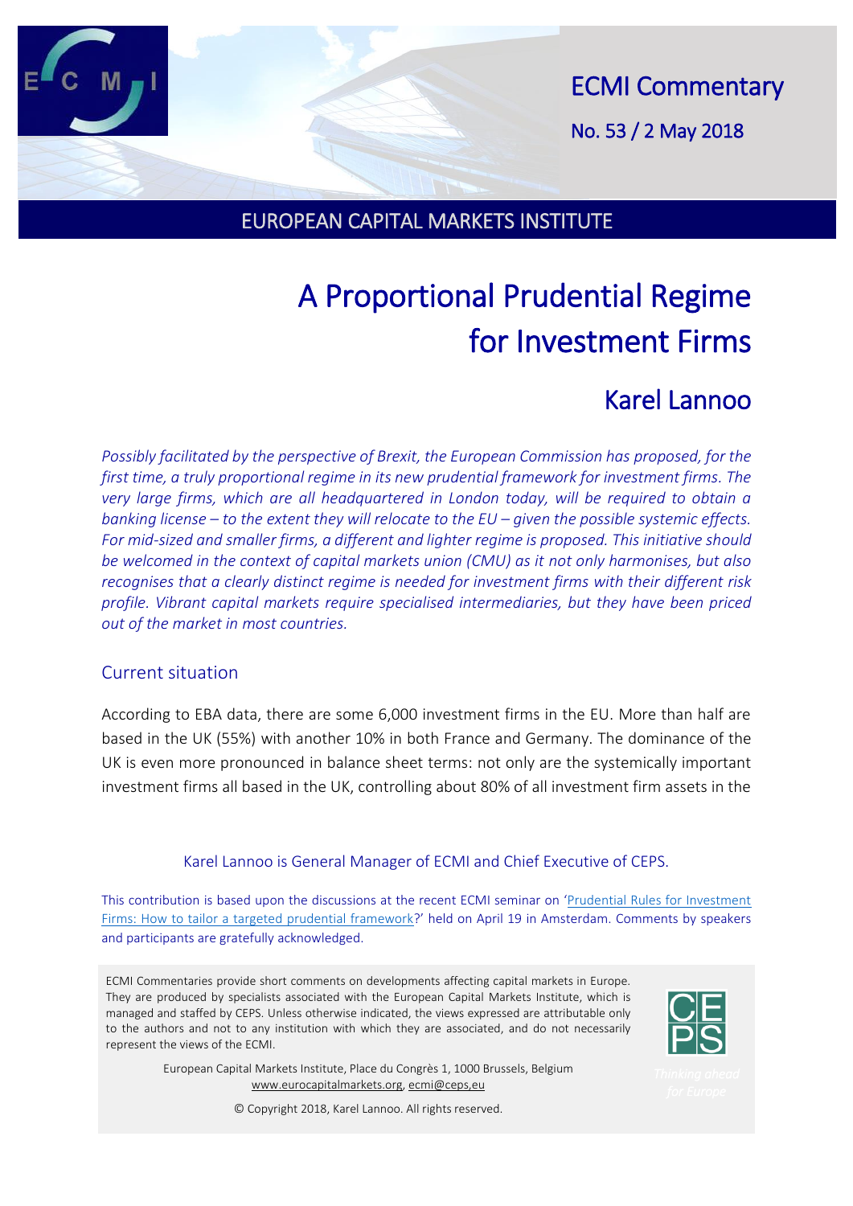ECMI Commentary

No. 53 / 2 May 2018

EUROPEAN CAPITAL MARKETS INSTITUTE

# A Proportional Prudential Regime for Investment Firms

## Karel Lannoo

*Possibly facilitated by the perspective of Brexit, the European Commission has proposed, for the first time, a truly proportional regime in its new prudential framework for investment firms. The very large firms, which are all headquartered in London today, will be required to obtain a banking license – to the extent they will relocate to the EU – given the possible systemic effects. For mid-sized and smaller firms, a different and lighter regime is proposed. This initiative should be welcomed in the context of capital markets union (CMU) as it not only harmonises, but also recognises that a clearly distinct regime is needed for investment firms with their different risk profile. Vibrant capital markets require specialised intermediaries, but they have been priced out of the market in most countries.*

### Current situation

According to EBA data, there are some 6,000 investment firms in the EU. More than half are based in the UK (55%) with another 10% in both France and Germany. The dominance of the UK is even more pronounced in balance sheet terms: not only are the systemically important investment firms all based in the UK, controlling about 80% of all investment firm assets in the

Karel Lannoo is General Manager of ECMI and Chief Executive of CEPS.

This contribution is based upon the discussions at the recent ECMI seminar on '[Prudential Rules for Investment Firms: How to tailor a targeted prudential framework](#)?' held on April 19 in Amsterdam. Comments by speakers and participants are gratefully acknowledged.

ECMI Commentaries provide short comments on developments affecting capital markets in Europe. They are produced by specialists associated with the European Capital Markets Institute, which is managed and staffed by CEPS. Unless otherwise indicated, the views expressed are attributable only to the authors and not to any institution with which they are associated, and do not necessarily represent the views of the ECMI.

European Capital Markets Institute, Place du Congrès 1, 1000 Brussels, Belgium
www.eurocapitalmarkets.org, ecmi@ceps,eu

© Copyright 2018, Karel Lannoo. All rights reserved.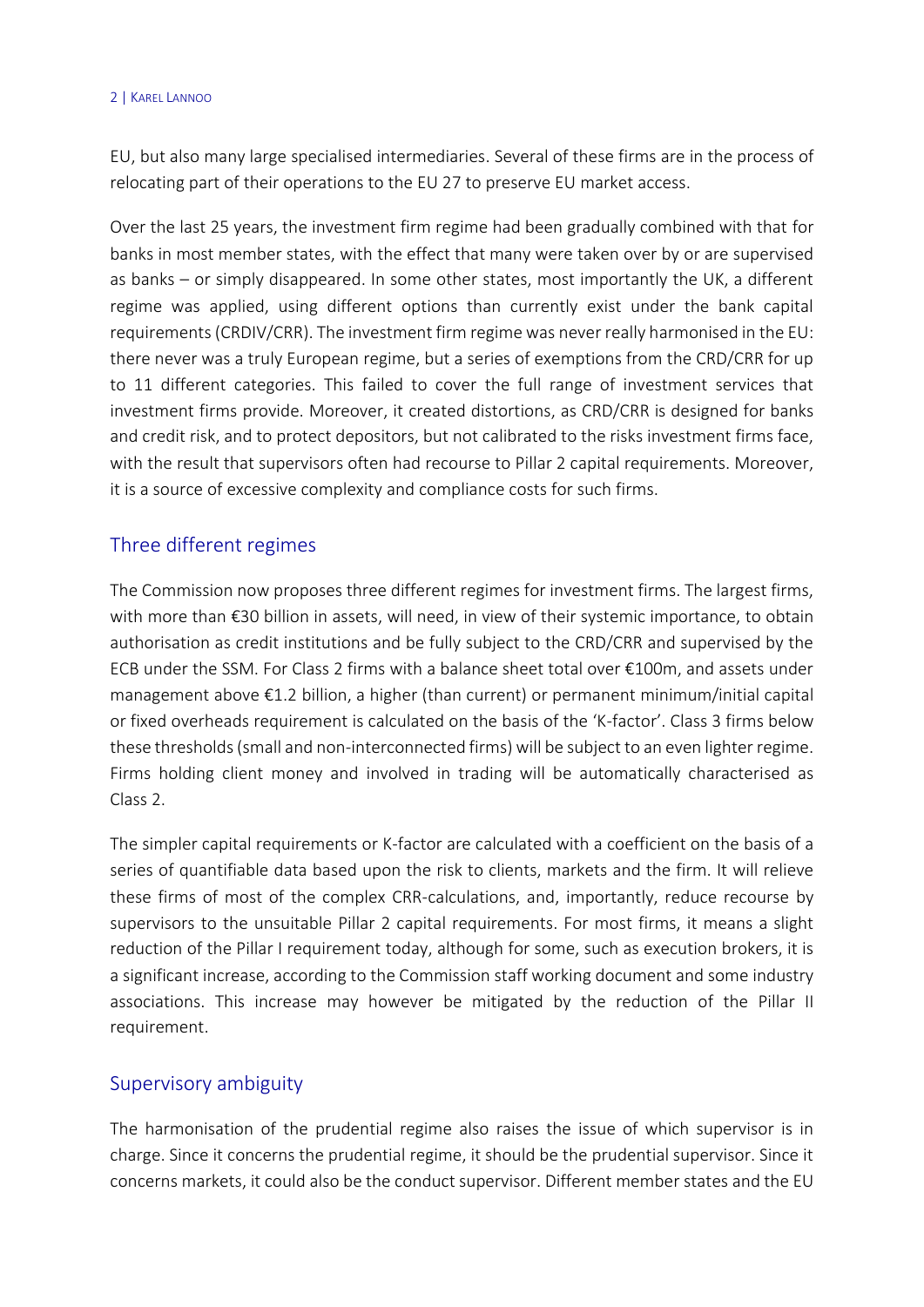EU, but also many large specialised intermediaries. Several of these firms are in the process of relocating part of their operations to the EU 27 to preserve EU market access.

Over the last 25 years, the investment firm regime had been gradually combined with that for banks in most member states, with the effect that many were taken over by or are supervised as banks – or simply disappeared. In some other states, most importantly the UK, a different regime was applied, using different options than currently exist under the bank capital requirements (CRDIV/CRR). The investment firm regime was never really harmonised in the EU: there never was a truly European regime, but a series of exemptions from the CRD/CRR for up to 11 different categories. This failed to cover the full range of investment services that investment firms provide. Moreover, it created distortions, as CRD/CRR is designed for banks and credit risk, and to protect depositors, but not calibrated to the risks investment firms face, with the result that supervisors often had recourse to Pillar 2 capital requirements. Moreover, it is a source of excessive complexity and compliance costs for such firms.

## Three different regimes

The Commission now proposes three different regimes for investment firms. The largest firms, with more than €30 billion in assets, will need, in view of their systemic importance, to obtain authorisation as credit institutions and be fully subject to the CRD/CRR and supervised by the ECB under the SSM. For Class 2 firms with a balance sheet total over €100m, and assets under management above €1.2 billion, a higher (than current) or permanent minimum/initial capital or fixed overheads requirement is calculated on the basis of the 'K-factor'. Class 3 firms below these thresholds (small and non-interconnected firms) will be subject to an even lighter regime. Firms holding client money and involved in trading will be automatically characterised as Class 2.

The simpler capital requirements or K-factor are calculated with a coefficient on the basis of a series of quantifiable data based upon the risk to clients, markets and the firm. It will relieve these firms of most of the complex CRR-calculations, and, importantly, reduce recourse by supervisors to the unsuitable Pillar 2 capital requirements. For most firms, it means a slight reduction of the Pillar I requirement today, although for some, such as execution brokers, it is a significant increase, according to the Commission staff working document and some industry associations. This increase may however be mitigated by the reduction of the Pillar II requirement.

## Supervisory ambiguity

The harmonisation of the prudential regime also raises the issue of which supervisor is in charge. Since it concerns the prudential regime, it should be the prudential supervisor. Since it concerns markets, it could also be the conduct supervisor. Different member states and the EU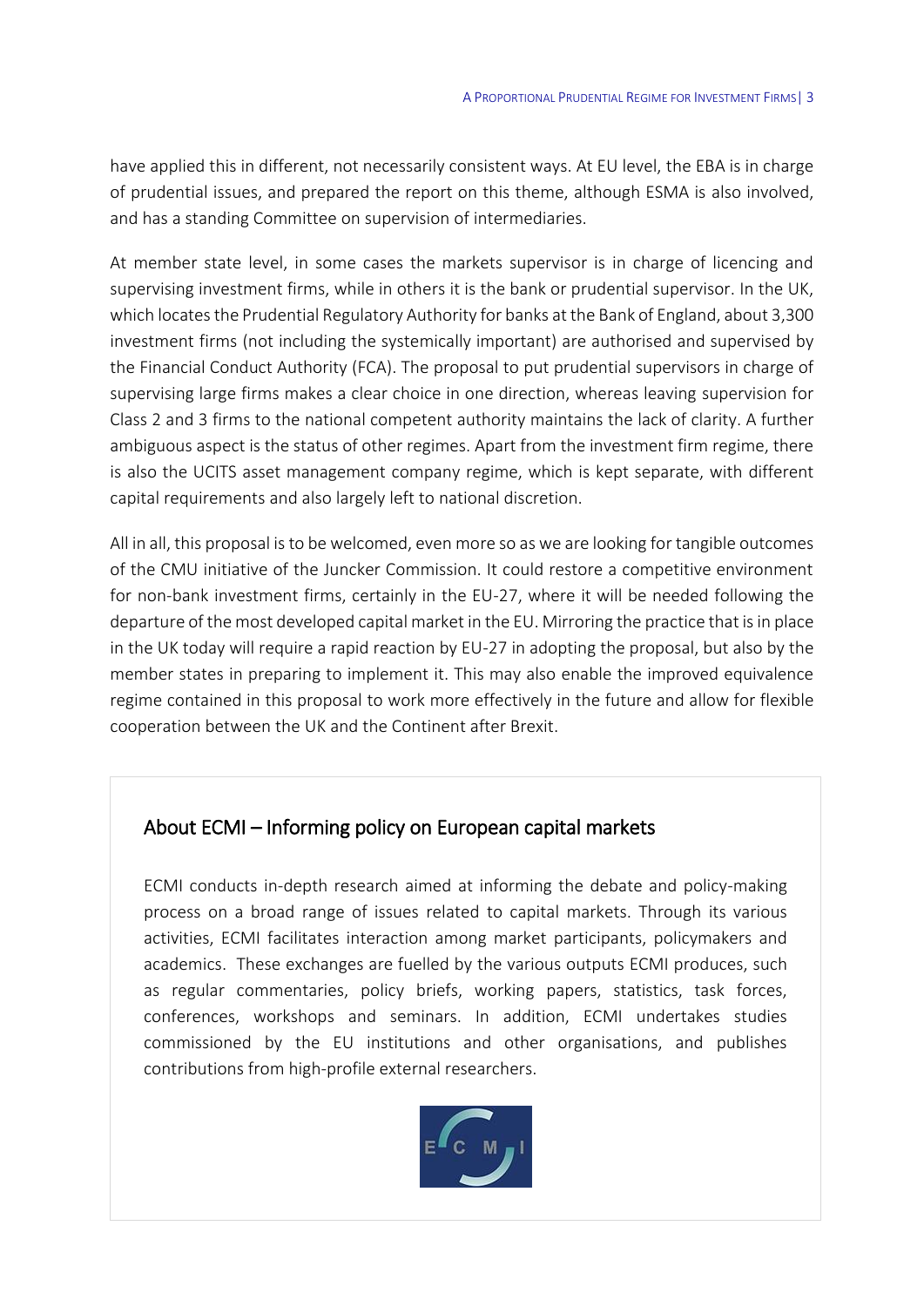have applied this in different, not necessarily consistent ways. At EU level, the EBA is in charge of prudential issues, and prepared the report on this theme, although ESMA is also involved, and has a standing Committee on supervision of intermediaries.

At member state level, in some cases the markets supervisor is in charge of licencing and supervising investment firms, while in others it is the bank or prudential supervisor. In the UK, which locates the Prudential Regulatory Authority for banks at the Bank of England, about 3,300 investment firms (not including the systemically important) are authorised and supervised by the Financial Conduct Authority (FCA). The proposal to put prudential supervisors in charge of supervising large firms makes a clear choice in one direction, whereas leaving supervision for Class 2 and 3 firms to the national competent authority maintains the lack of clarity. A further ambiguous aspect is the status of other regimes. Apart from the investment firm regime, there is also the UCITS asset management company regime, which is kept separate, with different capital requirements and also largely left to national discretion.

All in all, this proposal is to be welcomed, even more so as we are looking for tangible outcomes of the CMU initiative of the Juncker Commission. It could restore a competitive environment for non-bank investment firms, certainly in the EU-27, where it will be needed following the departure of the most developed capital market in the EU. Mirroring the practice that is in place in the UK today will require a rapid reaction by EU-27 in adopting the proposal, but also by the member states in preparing to implement it. This may also enable the improved equivalence regime contained in this proposal to work more effectively in the future and allow for flexible cooperation between the UK and the Continent after Brexit.

## About ECMI – Informing policy on European capital markets

ECMI conducts in-depth research aimed at informing the debate and policy-making process on a broad range of issues related to capital markets. Through its various activities, ECMI facilitates interaction among market participants, policymakers and academics. These exchanges are fuelled by the various outputs ECMI produces, such as regular commentaries, policy briefs, working papers, statistics, task forces, conferences, workshops and seminars. In addition, ECMI undertakes studies commissioned by the EU institutions and other organisations, and publishes contributions from high-profile external researchers.